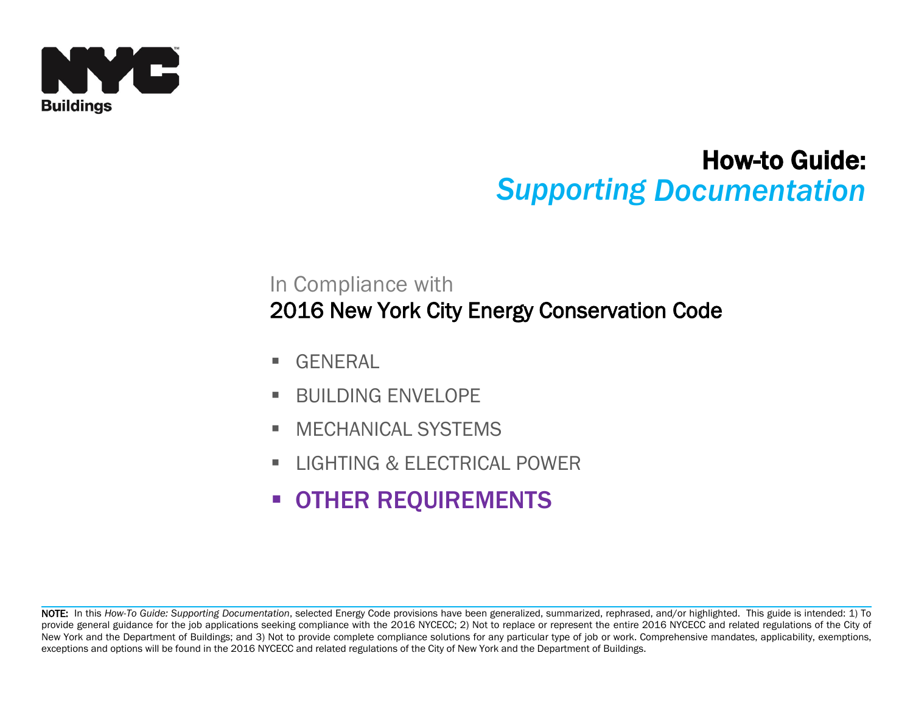NYC Buildings

# How-to Guide: *Supporting Documentation*

In Compliance with

## 2016 New York City Energy Conservation Code

- GENERAL
- BUILDING ENVELOPE
- MECHANICAL SYSTEMS
- LIGHTING & ELECTRICAL POWER
- **OTHER REQUIREMENTS**

**NOTE:** In this *How-To Guide: Supporting Documentation*, selected Energy Code provisions have been generalized, summarized, rephrased, and/or highlighted. This guide is intended: 1) To provide general guidance for the job applications seeking compliance with the 2016 NYCECC; 2) Not to replace or represent the entire 2016 NYCECC and related regulations of the City of New York and the Department of Buildings; and 3) Not to provide complete compliance solutions for any particular type of job or work. Comprehensive mandates, applicability, exemptions, exceptions and options will be found in the 2016 NYCECC and related regulations of the City of New York and the Department of Buildings.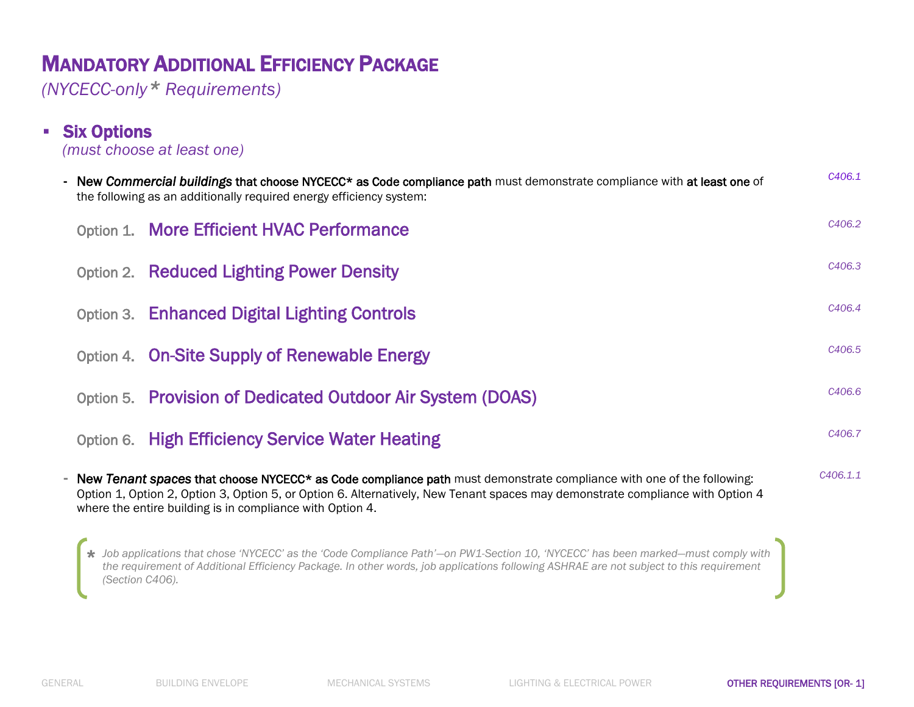# MANDATORY ADDITIONAL EFFICIENCY PACKAGE

*(NYCECC-only* Requirements)*

- **Six Options**
  *(must choose at least one)*

  - **New *Commercial buildings* that choose NYCECC* as Code compliance path** must demonstrate compliance with **at least one** of the following as an additionally required energy efficiency system: *C406.1*

    Option 1. **More Efficient HVAC Performance** *C406.2*

    Option 2. **Reduced Lighting Power Density** *C406.3*

    Option 3. **Enhanced Digital Lighting Controls** *C406.4*

    Option 4. **On-Site Supply of Renewable Energy** *C406.5*

    Option 5. **Provision of Dedicated Outdoor Air System (DOAS)** *C406.6*

    Option 6. **High Efficiency Service Water Heating** *C406.7*

  - **New *Tenant spaces* that choose NYCECC* as Code compliance path** must demonstrate compliance with one of the following: Option 1, Option 2, Option 3, Option 5, or Option 6. Alternatively, New Tenant spaces may demonstrate compliance with Option 4 where the entire building is in compliance with Option 4. *C406.1.1*

> \* *Job applications that chose 'NYCECC' as the 'Code Compliance Path'—on PW1-Section 10, 'NYCECC' has been marked—must comply with the requirement of Additional Efficiency Package. In other words, job applications following ASHRAE are not subject to this requirement (Section C406).*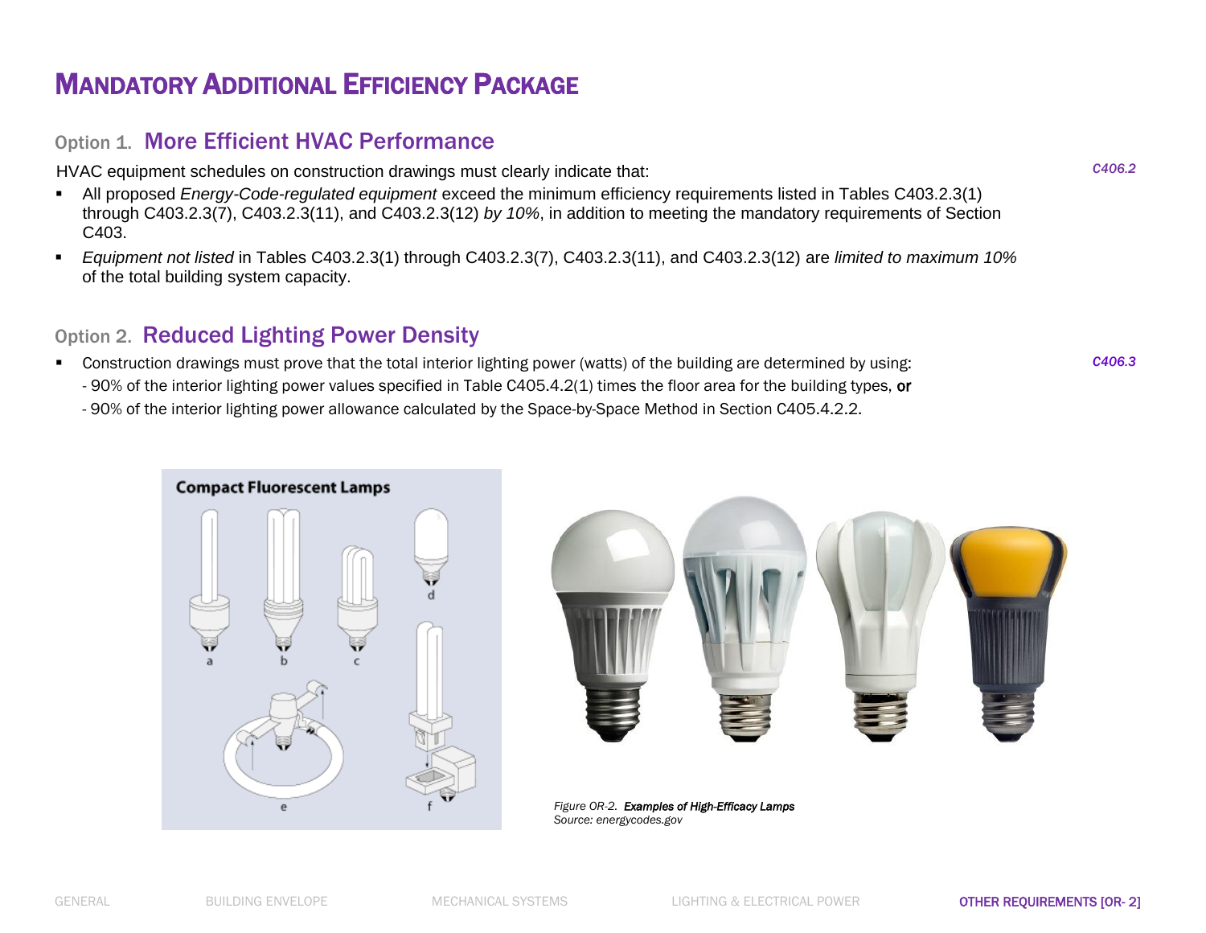# MANDATORY ADDITIONAL EFFICIENCY PACKAGE

## Option 1. More Efficient HVAC Performance

*C406.2*

HVAC equipment schedules on construction drawings must clearly indicate that:

- All proposed *Energy-Code-regulated equipment* exceed the minimum efficiency requirements listed in Tables C403.2.3(1) through C403.2.3(7), C403.2.3(11), and C403.2.3(12) *by 10%*, in addition to meeting the mandatory requirements of Section C403.
- *Equipment not listed* in Tables C403.2.3(1) through C403.2.3(7), C403.2.3(11), and C403.2.3(12) are *limited to maximum 10%* of the total building system capacity.

## Option 2. Reduced Lighting Power Density

*C406.3*

- Construction drawings must prove that the total interior lighting power (watts) of the building are determined by using:
  - 90% of the interior lighting power values specified in Table C405.4.2(1) times the floor area for the building types, **or**
  - 90% of the interior lighting power allowance calculated by the Space-by-Space Method in Section C405.4.2.2.

*Figure OR-2.* ***Examples of High-Efficacy Lamps***
*Source: energycodes.gov*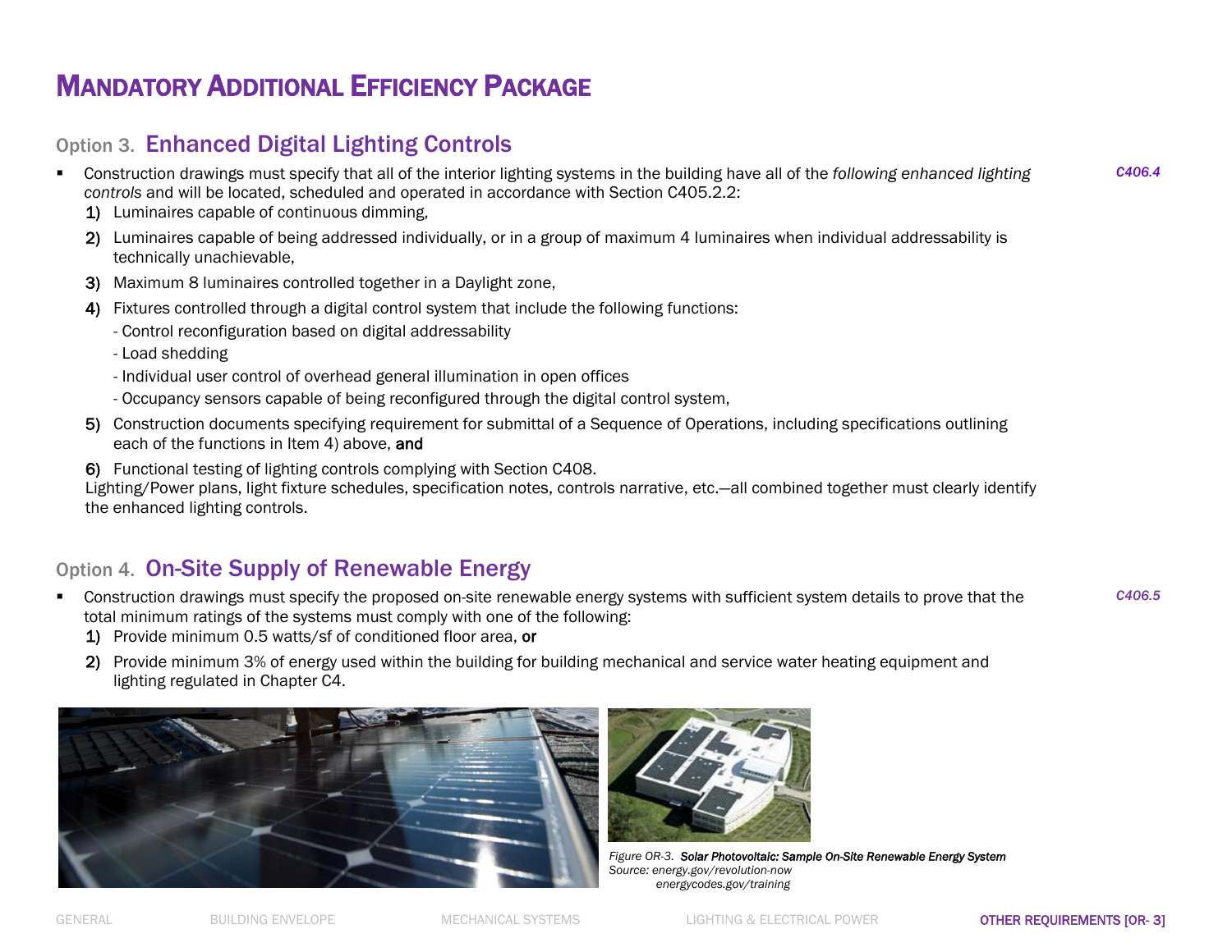# MANDATORY ADDITIONAL EFFICIENCY PACKAGE

## Option 3. Enhanced Digital Lighting Controls

*C406.4*

- Construction drawings must specify that all of the interior lighting systems in the building have all of the *following enhanced lighting controls* and will be located, scheduled and operated in accordance with Section C405.2.2:
  1) Luminaires capable of continuous dimming,
  2) Luminaires capable of being addressed individually, or in a group of maximum 4 luminaires when individual addressability is technically unachievable,
  3) Maximum 8 luminaires controlled together in a Daylight zone,
  4) Fixtures controlled through a digital control system that include the following functions:
     - Control reconfiguration based on digital addressability
     - Load shedding
     - Individual user control of overhead general illumination in open offices
     - Occupancy sensors capable of being reconfigured through the digital control system,
  5) Construction documents specifying requirement for submittal of a Sequence of Operations, including specifications outlining each of the functions in Item 4) above, **and**
  6) Functional testing of lighting controls complying with Section C408.

  Lighting/Power plans, light fixture schedules, specification notes, controls narrative, etc.—all combined together must clearly identify the enhanced lighting controls.

## Option 4. On-Site Supply of Renewable Energy

*C406.5*

- Construction drawings must specify the proposed on-site renewable energy systems with sufficient system details to prove that the total minimum ratings of the systems must comply with one of the following:
  1) Provide minimum 0.5 watts/sf of conditioned floor area, **or**
  2) Provide minimum 3% of energy used within the building for building mechanical and service water heating equipment and lighting regulated in Chapter C4.

*Figure OR-3.* ***Solar Photovoltaic: Sample On-Site Renewable Energy System***
*Source: energy.gov/revolution-now*
*energycodes.gov/training*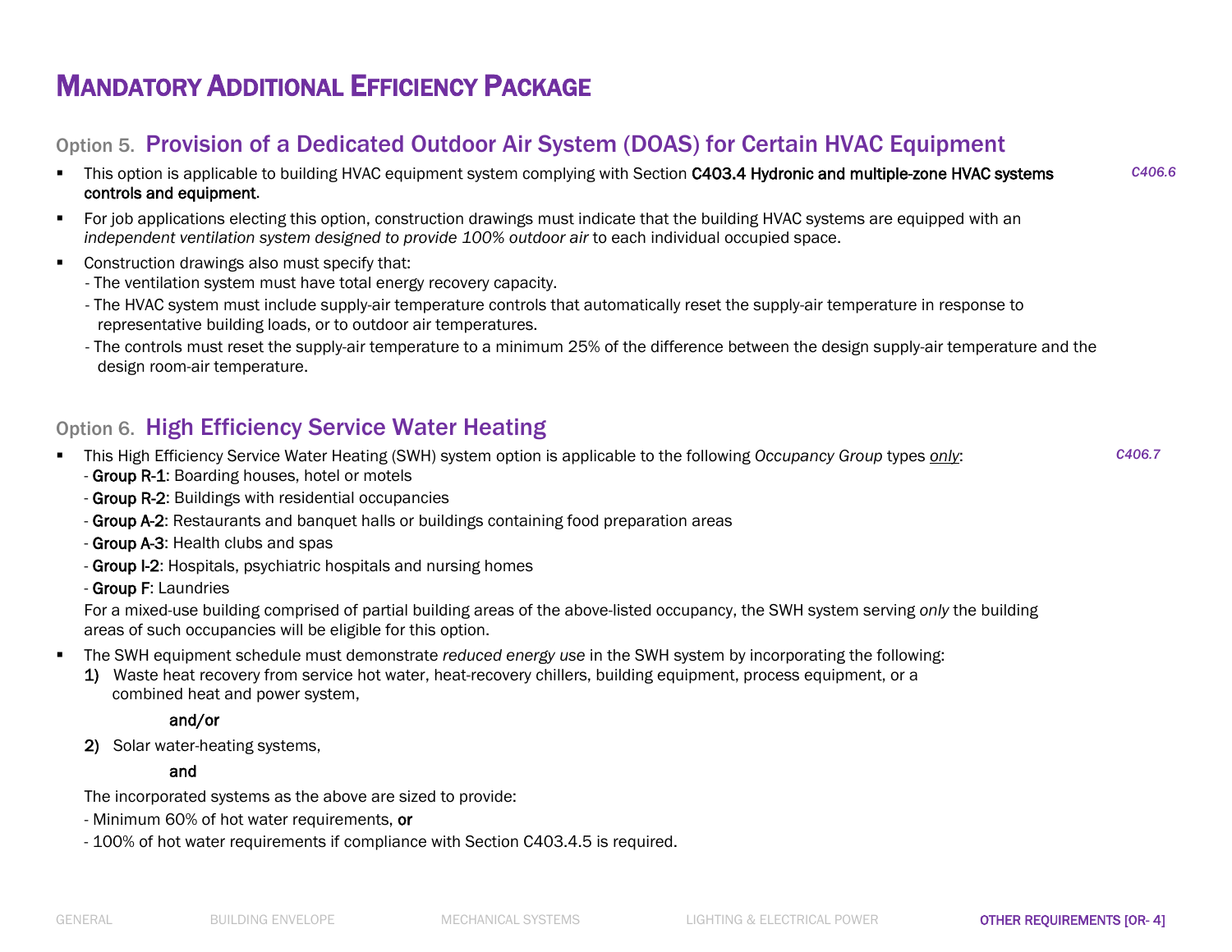# Mandatory Additional Efficiency Package

## Option 5. Provision of a Dedicated Outdoor Air System (DOAS) for Certain HVAC Equipment

*C406.6*

- This option is applicable to building HVAC equipment system complying with Section **C403.4 Hydronic and multiple-zone HVAC systems controls and equipment**.
- For job applications electing this option, construction drawings must indicate that the building HVAC systems are equipped with an *independent ventilation system designed to provide 100% outdoor air* to each individual occupied space.
- Construction drawings also must specify that:
  - The ventilation system must have total energy recovery capacity.
  - The HVAC system must include supply-air temperature controls that automatically reset the supply-air temperature in response to representative building loads, or to outdoor air temperatures.
  - The controls must reset the supply-air temperature to a minimum 25% of the difference between the design supply-air temperature and the design room-air temperature.

## Option 6. High Efficiency Service Water Heating

*C406.7*

- This High Efficiency Service Water Heating (SWH) system option is applicable to the following *Occupancy Group* types *only*:
  - **Group R-1**: Boarding houses, hotel or motels
  - **Group R-2**: Buildings with residential occupancies
  - **Group A-2**: Restaurants and banquet halls or buildings containing food preparation areas
  - **Group A-3**: Health clubs and spas
  - **Group I-2**: Hospitals, psychiatric hospitals and nursing homes
  - **Group F**: Laundries

  For a mixed-use building comprised of partial building areas of the above-listed occupancy, the SWH system serving *only* the building areas of such occupancies will be eligible for this option.

- The SWH equipment schedule must demonstrate *reduced energy use* in the SWH system by incorporating the following:

  **1)** Waste heat recovery from service hot water, heat-recovery chillers, building equipment, process equipment, or a combined heat and power system,

  **and/or**

  **2)** Solar water-heating systems,

  **and**

  The incorporated systems as the above are sized to provide:
  - Minimum 60% of hot water requirements, **or**
  - 100% of hot water requirements if compliance with Section C403.4.5 is required.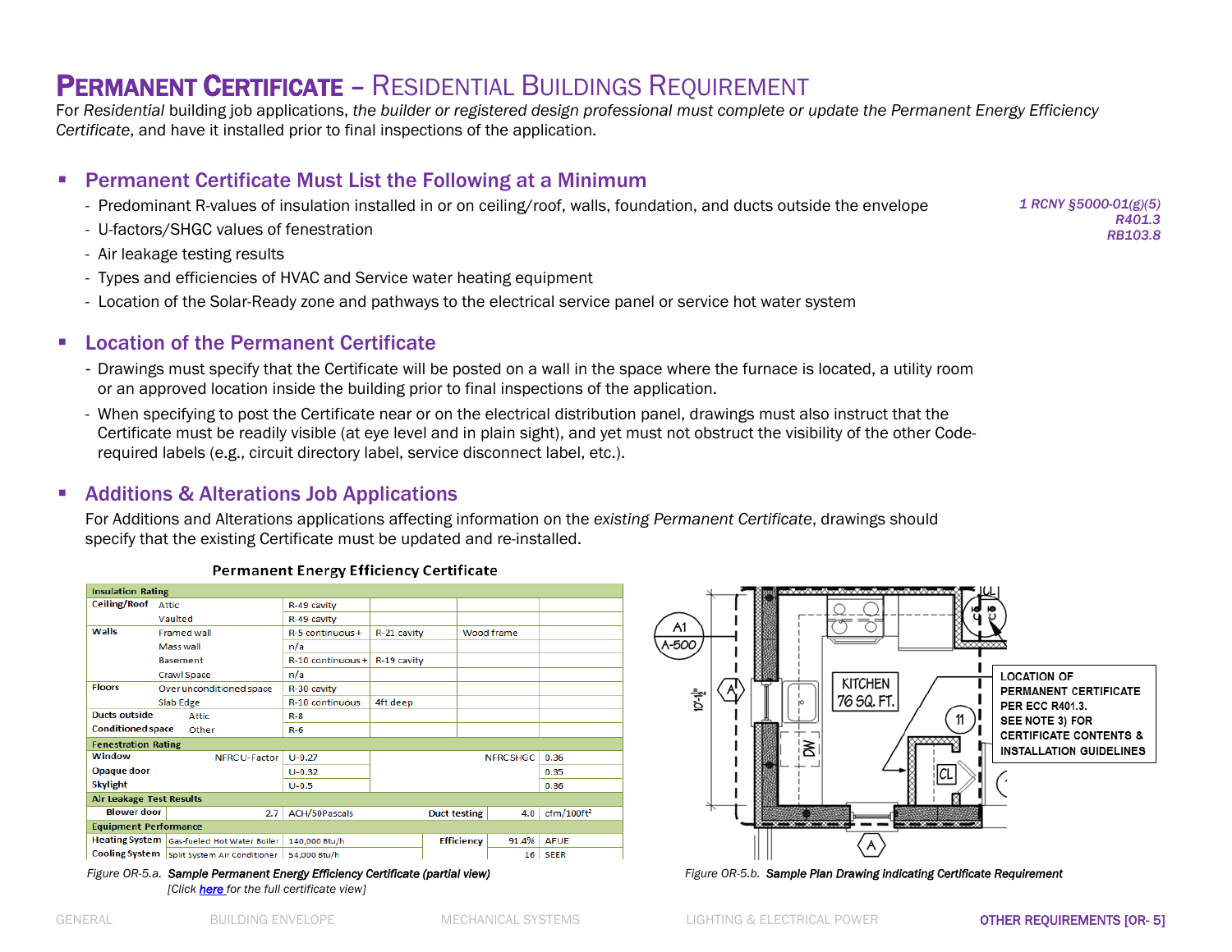# PERMANENT CERTIFICATE – RESIDENTIAL BUILDINGS REQUIREMENT

For *Residential* building job applications, *the builder or registered design professional must complete or update the Permanent Energy Efficiency Certificate*, and have it installed prior to final inspections of the application.

## Permanent Certificate Must List the Following at a Minimum

*1 RCNY §5000-01(g)(5)*
*R401.3*
*RB103.8*

- Predominant R-values of insulation installed in or on ceiling/roof, walls, foundation, and ducts outside the envelope
- U-factors/SHGC values of fenestration
- Air leakage testing results
- Types and efficiencies of HVAC and Service water heating equipment
- Location of the Solar-Ready zone and pathways to the electrical service panel or service hot water system

## Location of the Permanent Certificate

- Drawings must specify that the Certificate will be posted on a wall in the space where the furnace is located, a utility room or an approved location inside the building prior to final inspections of the application.
- When specifying to post the Certificate near or on the electrical distribution panel, drawings must also instruct that the Certificate must be readily visible (at eye level and in plain sight), and yet must not obstruct the visibility of the other Code-required labels (e.g., circuit directory label, service disconnect label, etc.).

## Additions & Alterations Job Applications

For Additions and Alterations applications affecting information on the *existing Permanent Certificate*, drawings should specify that the existing Certificate must be updated and re-installed.

**Permanent Energy Efficiency Certificate**

| Insulation Rating | | | | | |
|---|---|---|---|---|---|
| Ceiling/Roof | Attic | R-49 cavity | | | |
| | Vaulted | R-49 cavity | | | |
| Walls | Framed wall | R-5 continuous + | R-21 cavity | Wood frame | |
| | Mass wall | n/a | | | |
| | Basement | R-10 continuous + | R-19 cavity | | |
| | Crawl Space | n/a | | | |
| Floors | Over unconditioned space | R-30 cavity | | | |
| | Slab Edge | R-10 continuous | 4ft deep | | |
| Ducts outside Conditioned space | Attic | R-8 | | | |
| | Other | R-6 | | | |
| **Fenestration Rating** | | | | | |
| Window | NFRC U-Factor | U-0.27 | | NFRC SHGC | 0.36 |
| Opaque door | | U-0.32 | | | 0.35 |
| Skylight | | U-0.5 | | | 0.36 |
| **Air Leakage Test Results** | | | | | |
| Blower door | 2.7 | ACH/50Pascals | Duct testing | 4.0 | cfm/100ft² |
| **Equipment Performance** | | | | | |
| Heating System | Gas-fueled Hot Water Boiler | 140,000 Btu/h | Efficiency | 91.4% | AFUE |
| Cooling System | Split System Air Conditioner | 54,000 Btu/h | | 16 | SEER |

*Figure OR-5.a.* ***Sample Permanent Energy Efficiency Certificate (partial view)***
*[Click here for the full certificate view]*

A1 A-500 · KITCHEN 76 SQ. FT. · DW · CL · 11 · A

LOCATION OF PERMANENT CERTIFICATE PER ECC R401.3. SEE NOTE 3) FOR CERTIFICATE CONTENTS & INSTALLATION GUIDELINES

*Figure OR-5.b.* ***Sample Plan Drawing indicating Certificate Requirement***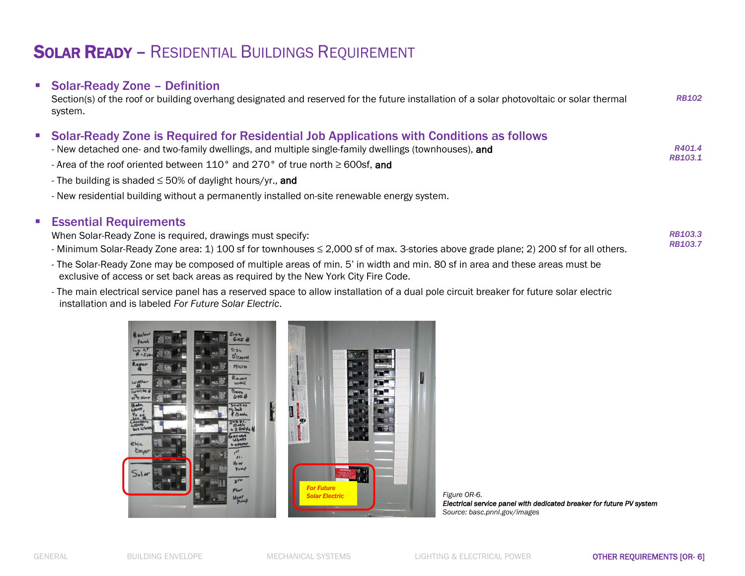# SOLAR READY – RESIDENTIAL BUILDINGS REQUIREMENT

- **Solar-Ready Zone – Definition**
  Section(s) of the roof or building overhang designated and reserved for the future installation of a solar photovoltaic or solar thermal system.

  *RB102*

- **Solar-Ready Zone is Required for Residential Job Applications with Conditions as follows**
  - New detached one- and two-family dwellings, and multiple single-family dwellings (townhouses), **and**
  - Area of the roof oriented between 110° and 270° of true north ≥ 600sf, **and**
  - The building is shaded ≤ 50% of daylight hours/yr., **and**
  - New residential building without a permanently installed on-site renewable energy system.

  *R401.4*
  *RB103.1*

- **Essential Requirements**
  When Solar-Ready Zone is required, drawings must specify:
  - Minimum Solar-Ready Zone area: 1) 100 sf for townhouses ≤ 2,000 sf of max. 3-stories above grade plane; 2) 200 sf for all others.
  - The Solar-Ready Zone may be composed of multiple areas of min. 5' in width and min. 80 sf in area and these areas must be exclusive of access or set back areas as required by the New York City Fire Code.
  - The main electrical service panel has a reserved space to allow installation of a dual pole circuit breaker for future solar electric installation and is labeled *For Future Solar Electric*.

  *RB103.3*
  *RB103.7*

*Figure OR-6.*
***Electrical service panel with dedicated breaker for future PV system***
*Source: basc.pnnl.gov/images*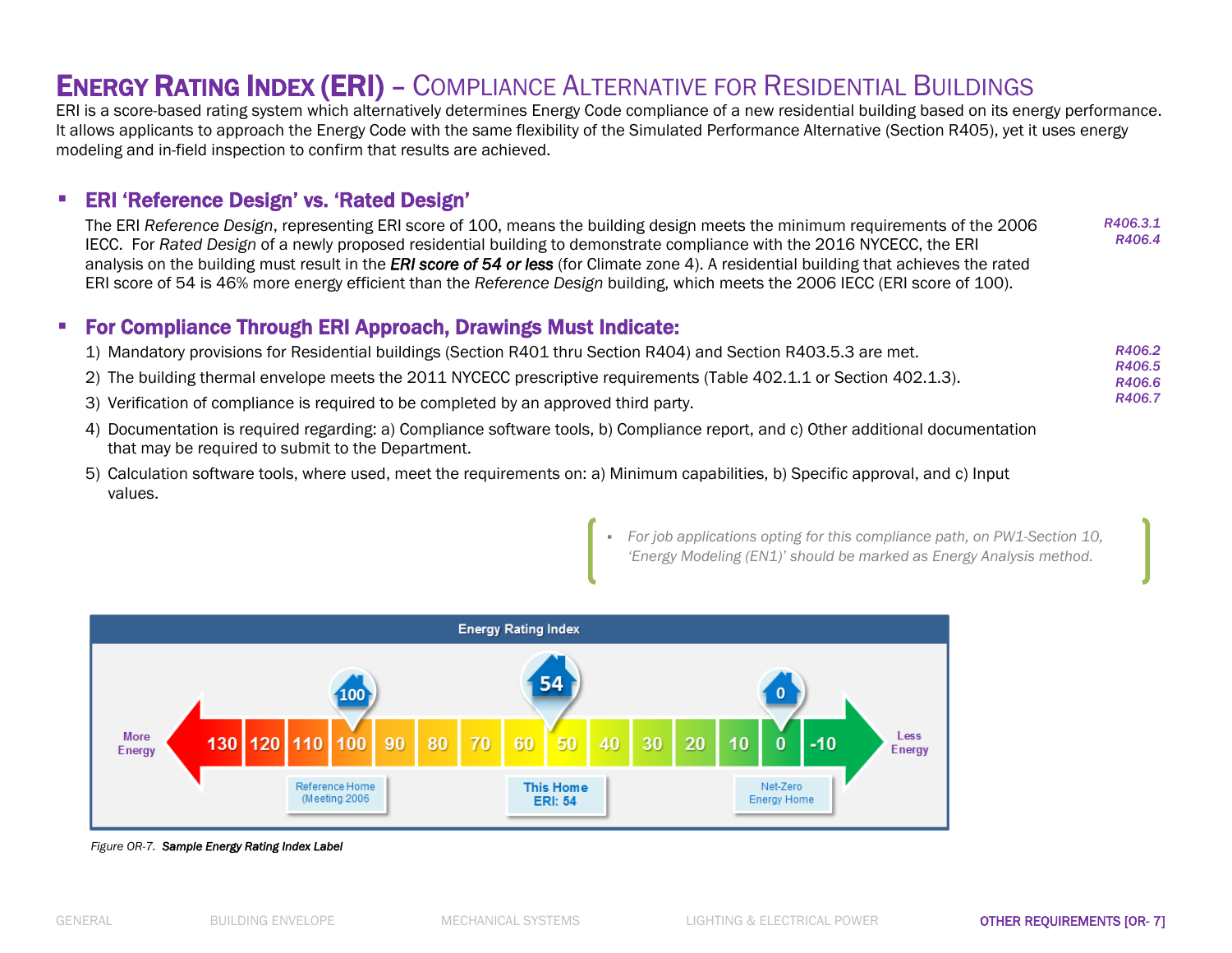# Energy Rating Index (ERI) – Compliance Alternative for Residential Buildings

ERI is a score-based rating system which alternatively determines Energy Code compliance of a new residential building based on its energy performance. It allows applicants to approach the Energy Code with the same flexibility of the Simulated Performance Alternative (Section R405), yet it uses energy modeling and in-field inspection to confirm that results are achieved.

## ERI 'Reference Design' vs. 'Rated Design'

*R406.3.1*
*R406.4*

The ERI *Reference Design*, representing ERI score of 100, means the building design meets the minimum requirements of the 2006 IECC. For *Rated Design* of a newly proposed residential building to demonstrate compliance with the 2016 NYCECC, the ERI analysis on the building must result in the ***ERI score of 54 or less*** (for Climate zone 4). A residential building that achieves the rated ERI score of 54 is 46% more energy efficient than the *Reference Design* building, which meets the 2006 IECC (ERI score of 100).

## For Compliance Through ERI Approach, Drawings Must Indicate:

*R406.2*
*R406.5*
*R406.6*
*R406.7*

1) Mandatory provisions for Residential buildings (Section R401 thru Section R404) and Section R403.5.3 are met.
2) The building thermal envelope meets the 2011 NYCECC prescriptive requirements (Table 402.1.1 or Section 402.1.3).
3) Verification of compliance is required to be completed by an approved third party.
4) Documentation is required regarding: a) Compliance software tools, b) Compliance report, and c) Other additional documentation that may be required to submit to the Department.
5) Calculation software tools, where used, meet the requirements on: a) Minimum capabilities, b) Specific approval, and c) Input values.

- *For job applications opting for this compliance path, on PW1-Section 10, 'Energy Modeling (EN1)' should be marked as Energy Analysis method.*

Energy Rating Index

More Energy | 130 | 120 | 110 | 100 | 90 | 80 | 70 | 60 | 50 | 40 | 30 | 20 | 10 | 0 | -10 | Less Energy

100 – Reference Home (Meeting 2006
54 – This Home ERI: 54
0 – Net-Zero Energy Home

*Figure OR-7.* ***Sample Energy Rating Index Label***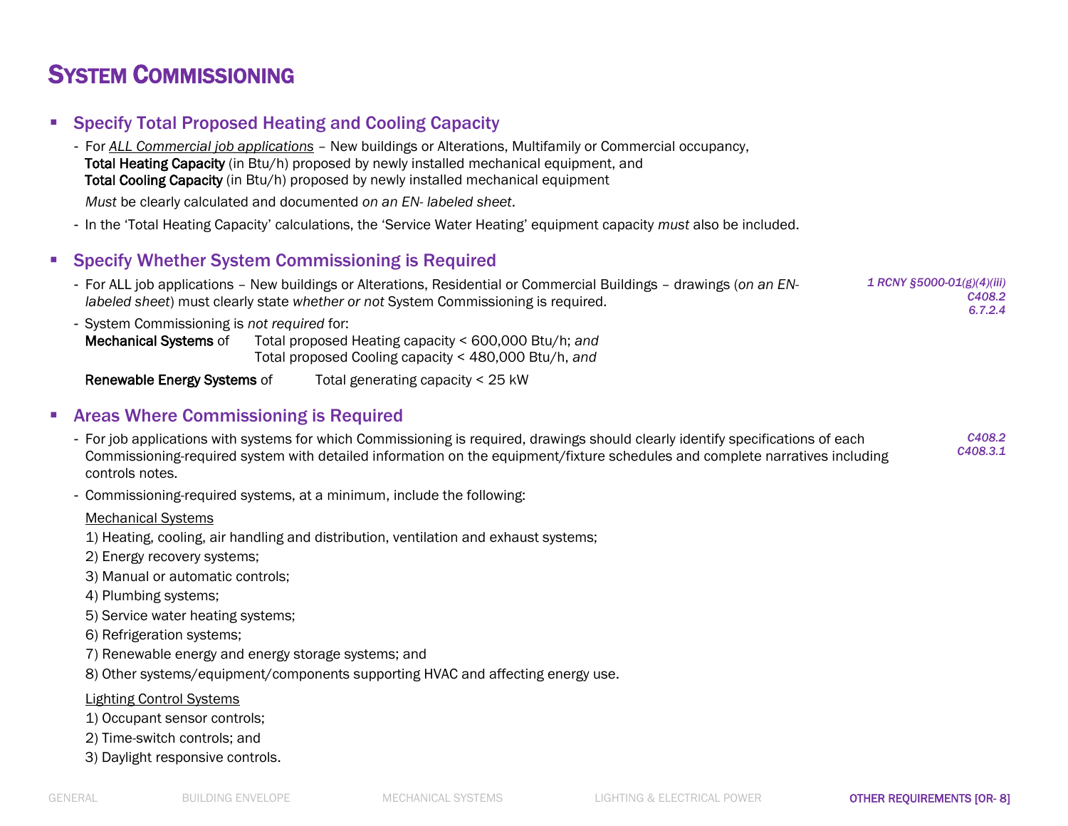# System Commissioning

## Specify Total Proposed Heating and Cooling Capacity

- For *ALL Commercial job applications* – New buildings or Alterations, Multifamily or Commercial occupancy,
  **Total Heating Capacity** (in Btu/h) proposed by newly installed mechanical equipment, and
  **Total Cooling Capacity** (in Btu/h) proposed by newly installed mechanical equipment

  *Must* be clearly calculated and documented *on an EN- labeled sheet*.
- In the 'Total Heating Capacity' calculations, the 'Service Water Heating' equipment capacity *must* also be included.

## Specify Whether System Commissioning is Required

*1 RCNY §5000-01(g)(4)(iii)*
*C408.2*
*6.7.2.4*

- For ALL job applications – New buildings or Alterations, Residential or Commercial Buildings – drawings (*on an EN-labeled sheet*) must clearly state *whether or not* System Commissioning is required.
- System Commissioning is *not required* for:

  **Mechanical Systems** of Total proposed Heating capacity < 600,000 Btu/h; *and*
  Total proposed Cooling capacity < 480,000 Btu/h, *and*

  **Renewable Energy Systems** of Total generating capacity < 25 kW

## Areas Where Commissioning is Required

*C408.2*
*C408.3.1*

- For job applications with systems for which Commissioning is required, drawings should clearly identify specifications of each Commissioning-required system with detailed information on the equipment/fixture schedules and complete narratives including controls notes.
- Commissioning-required systems, at a minimum, include the following:

  Mechanical Systems

  1) Heating, cooling, air handling and distribution, ventilation and exhaust systems;
  2) Energy recovery systems;
  3) Manual or automatic controls;
  4) Plumbing systems;
  5) Service water heating systems;
  6) Refrigeration systems;
  7) Renewable energy and energy storage systems; and
  8) Other systems/equipment/components supporting HVAC and affecting energy use.

  Lighting Control Systems

  1) Occupant sensor controls;
  2) Time-switch controls; and
  3) Daylight responsive controls.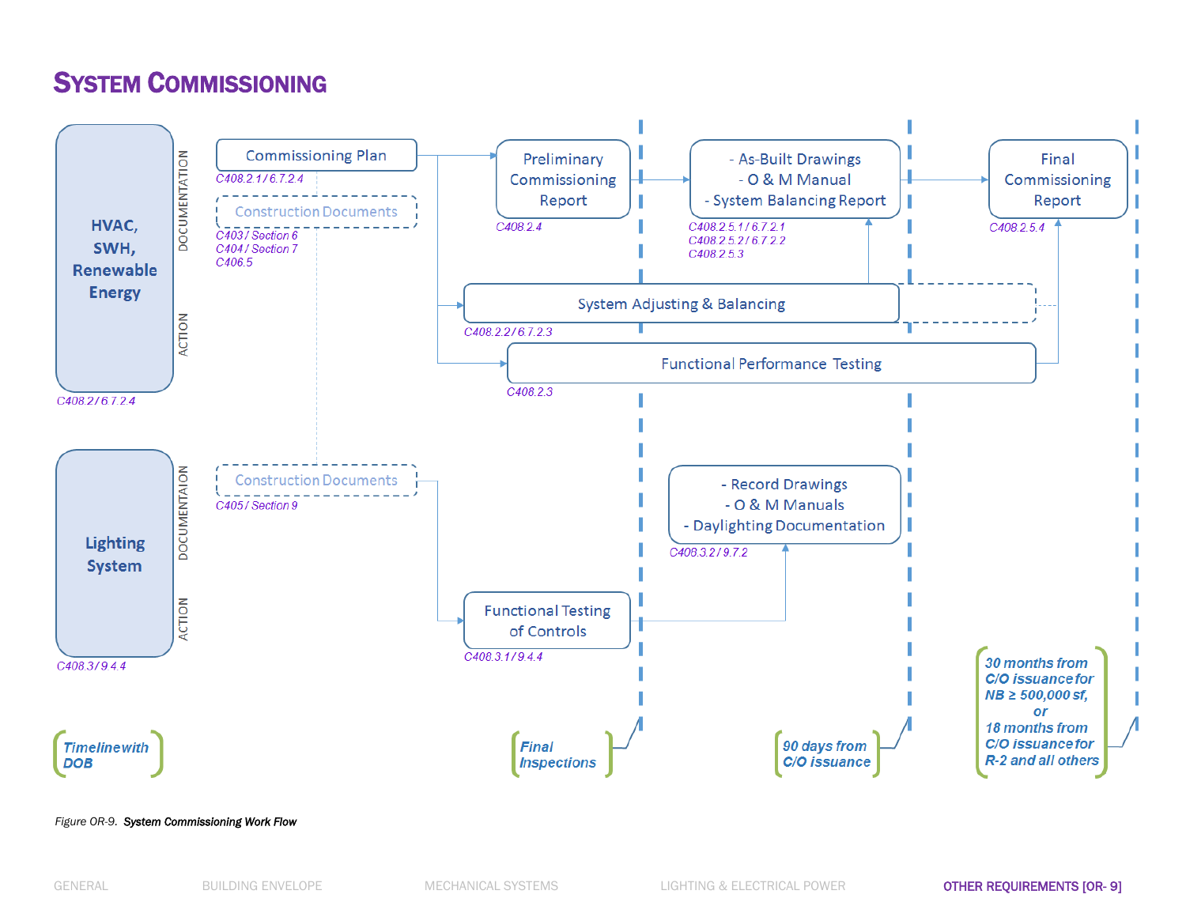# System Commissioning

**HVAC, SWH, Renewable Energy** (C408.2 / 6.7.2.4)

DOCUMENTATION

- Commissioning Plan — C408.2.1 / 6.7.2.4
- Construction Documents — C403 / Section 6, C404 / Section 7, C406.5
- Preliminary Commissioning Report — C408.2.4
- As-Built Drawings, O & M Manual, System Balancing Report — C408.2.5.1 / 6.7.2.1, C408.2.5.2 / 6.7.2.2, C408.2.5.3
- Final Commissioning Report — C408.2.5.4

ACTION

- System Adjusting & Balancing — C408.2.2 / 6.7.2.3
- Functional Performance Testing — C408.2.3

**Lighting System** (C408.3 / 9.4.4)

DOCUMENTATION

- Construction Documents — C405 / Section 9
- Record Drawings, O & M Manuals, Daylighting Documentation — C408.3.2 / 9.7.2

ACTION

- Functional Testing of Controls — C408.3.1 / 9.4.4

*Timeline with DOB*

- *Final Inspections*
- *90 days from C/O issuance*
- *30 months from C/O issuance for NB ≥ 500,000 sf, or 18 months from C/O issuance for R-2 and all others*

*Figure OR-9.* ***System Commissioning Work Flow***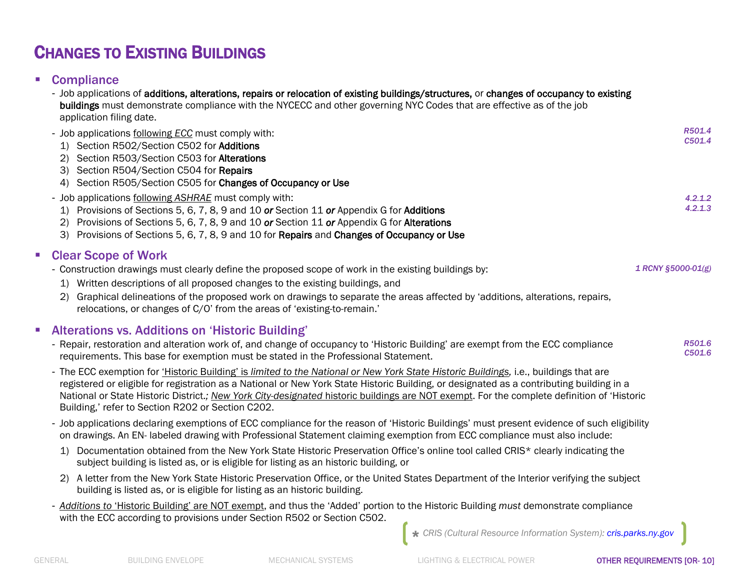# CHANGES TO EXISTING BUILDINGS

## Compliance

- Job applications of **additions, alterations, repairs or relocation of existing buildings/structures,** or **changes of occupancy to existing buildings** must demonstrate compliance with the NYCECC and other governing NYC Codes that are effective as of the job application filing date.
- Job applications <u>following *ECC*</u> must comply with:
  1) Section R502/Section C502 for **Additions**
  2) Section R503/Section C503 for **Alterations**
  3) Section R504/Section C504 for **Repairs**
  4) Section R505/Section C505 for **Changes of Occupancy or Use**

*R501.4*
*C501.4*

- Job applications <u>following *ASHRAE*</u> must comply with:
  1) Provisions of Sections 5, 6, 7, 8, 9 and 10 ***or*** Section 11 ***or*** Appendix G for **Additions**
  2) Provisions of Sections 5, 6, 7, 8, 9 and 10 ***or*** Section 11 ***or*** Appendix G for **Alterations**
  3) Provisions of Sections 5, 6, 7, 8, 9 and 10 for **Repairs** and **Changes of Occupancy or Use**

*4.2.1.2*
*4.2.1.3*

## Clear Scope of Work

*1 RCNY §5000-01(g)*

- Construction drawings must clearly define the proposed scope of work in the existing buildings by:
  1) Written descriptions of all proposed changes to the existing buildings, and
  2) Graphical delineations of the proposed work on drawings to separate the areas affected by 'additions, alterations, repairs, relocations, or changes of C/O' from the areas of 'existing-to-remain.'

## Alterations vs. Additions on 'Historic Building'

*R501.6*
*C501.6*

- Repair, restoration and alteration work of, and change of occupancy to 'Historic Building' are exempt from the ECC compliance requirements. This base for exemption must be stated in the Professional Statement.
- The ECC exemption for <u>'Historic Building' is *limited to the National or New York State Historic Buildings,*</u> i.e., buildings that are registered or eligible for registration as a National or New York State Historic Building, or designated as a contributing building in a National or State Historic District.*;* <u>*New York City-designated* historic buildings are NOT exempt</u>. For the complete definition of 'Historic Building,' refer to Section R202 or Section C202.
- Job applications declaring exemptions of ECC compliance for the reason of 'Historic Buildings' must present evidence of such eligibility on drawings. An EN- labeled drawing with Professional Statement claiming exemption from ECC compliance must also include:
  1) Documentation obtained from the New York State Historic Preservation Office's online tool called CRIS* clearly indicating the subject building is listed as, or is eligible for listing as an historic building, or
  2) A letter from the New York State Historic Preservation Office, or the United States Department of the Interior verifying the subject building is listed as, or is eligible for listing as an historic building.
- <u>*Additions to* 'Historic Building' are NOT exempt</u>, and thus the 'Added' portion to the Historic Building *must* demonstrate compliance with the ECC according to provisions under Section R502 or Section C502.

\* *CRIS (Cultural Resource Information System): cris.parks.ny.gov*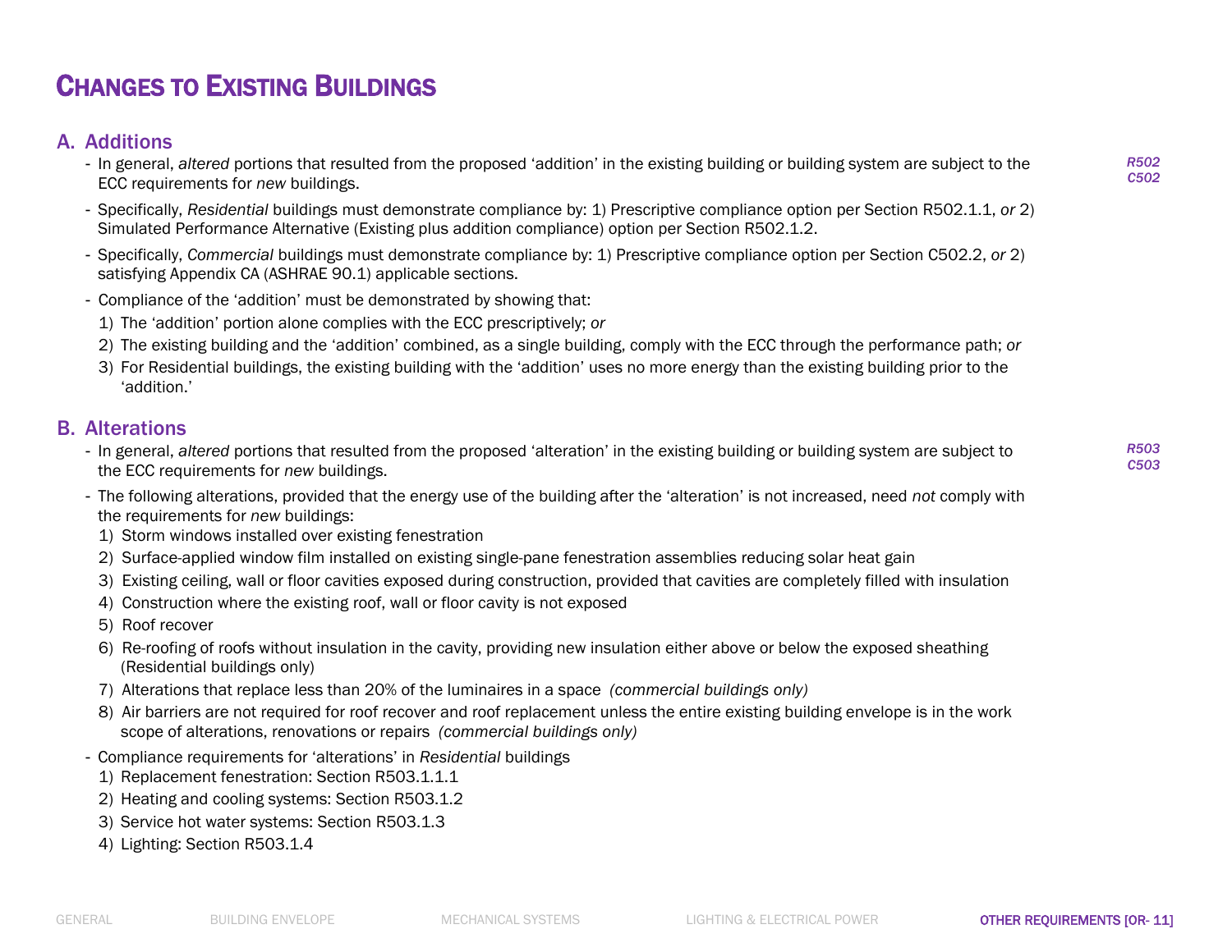# CHANGES TO EXISTING BUILDINGS

## A. Additions

*R502*
*C502*

- In general, *altered* portions that resulted from the proposed 'addition' in the existing building or building system are subject to the ECC requirements for *new* buildings.
- Specifically, *Residential* buildings must demonstrate compliance by: 1) Prescriptive compliance option per Section R502.1.1, *or* 2) Simulated Performance Alternative (Existing plus addition compliance) option per Section R502.1.2.
- Specifically, *Commercial* buildings must demonstrate compliance by: 1) Prescriptive compliance option per Section C502.2, *or* 2) satisfying Appendix CA (ASHRAE 90.1) applicable sections.
- Compliance of the 'addition' must be demonstrated by showing that:
  1) The 'addition' portion alone complies with the ECC prescriptively; *or*
  2) The existing building and the 'addition' combined, as a single building, comply with the ECC through the performance path; *or*
  3) For Residential buildings, the existing building with the 'addition' uses no more energy than the existing building prior to the 'addition.'

## B. Alterations

*R503*
*C503*

- In general, *altered* portions that resulted from the proposed 'alteration' in the existing building or building system are subject to the ECC requirements for *new* buildings.
- The following alterations, provided that the energy use of the building after the 'alteration' is not increased, need *not* comply with the requirements for *new* buildings:
  1) Storm windows installed over existing fenestration
  2) Surface-applied window film installed on existing single-pane fenestration assemblies reducing solar heat gain
  3) Existing ceiling, wall or floor cavities exposed during construction, provided that cavities are completely filled with insulation
  4) Construction where the existing roof, wall or floor cavity is not exposed
  5) Roof recover
  6) Re-roofing of roofs without insulation in the cavity, providing new insulation either above or below the exposed sheathing (Residential buildings only)
  7) Alterations that replace less than 20% of the luminaires in a space *(commercial buildings only)*
  8) Air barriers are not required for roof recover and roof replacement unless the entire existing building envelope is in the work scope of alterations, renovations or repairs *(commercial buildings only)*
- Compliance requirements for 'alterations' in *Residential* buildings
  1) Replacement fenestration: Section R503.1.1.1
  2) Heating and cooling systems: Section R503.1.2
  3) Service hot water systems: Section R503.1.3
  4) Lighting: Section R503.1.4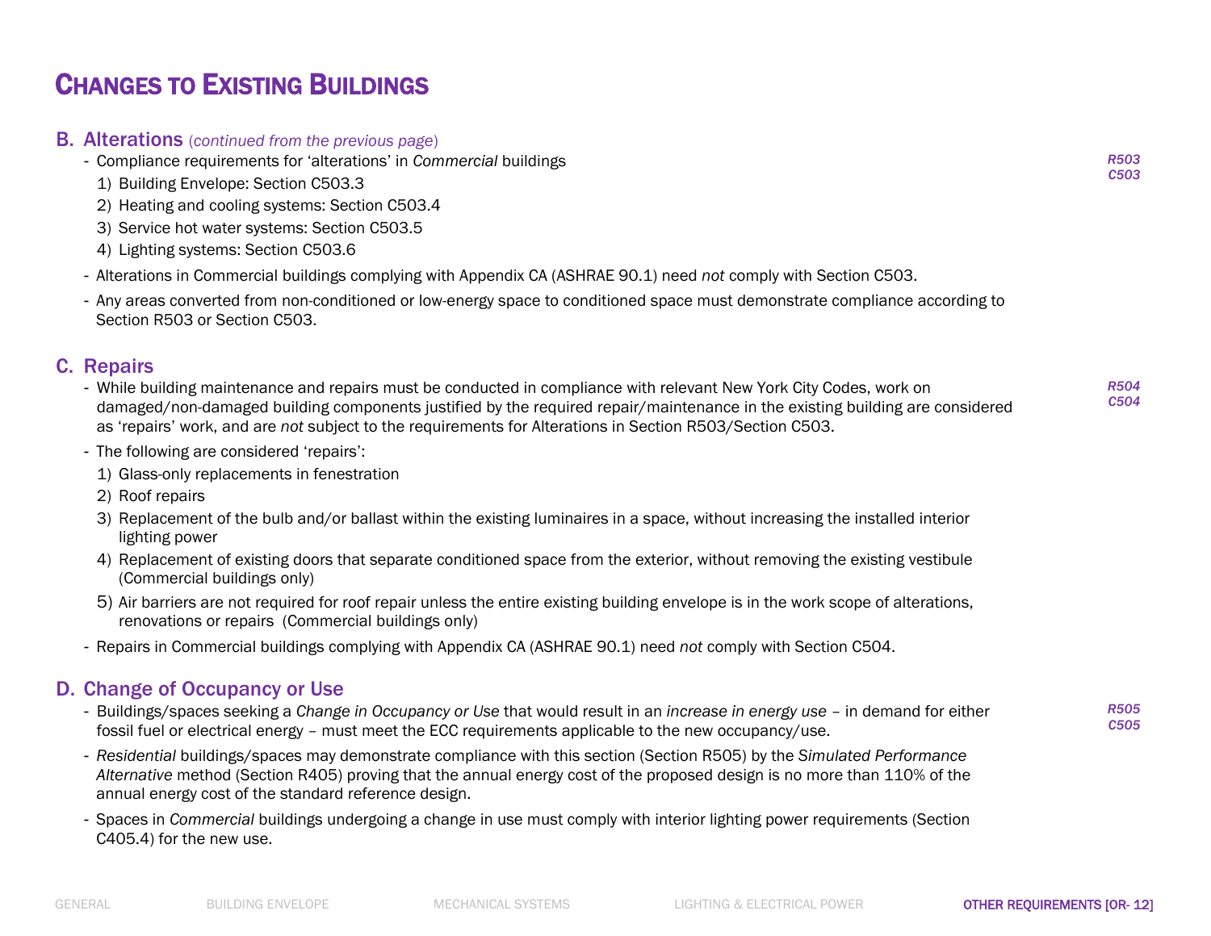# Changes to Existing Buildings

## B. Alterations *(continued from the previous page)*

*R503*
*C503*

- Compliance requirements for 'alterations' in *Commercial* buildings
  1) Building Envelope: Section C503.3
  2) Heating and cooling systems: Section C503.4
  3) Service hot water systems: Section C503.5
  4) Lighting systems: Section C503.6
- Alterations in Commercial buildings complying with Appendix CA (ASHRAE 90.1) need *not* comply with Section C503.
- Any areas converted from non-conditioned or low-energy space to conditioned space must demonstrate compliance according to Section R503 or Section C503.

## C. Repairs

*R504*
*C504*

- While building maintenance and repairs must be conducted in compliance with relevant New York City Codes, work on damaged/non-damaged building components justified by the required repair/maintenance in the existing building are considered as 'repairs' work, and are *not* subject to the requirements for Alterations in Section R503/Section C503.
- The following are considered 'repairs':
  1) Glass-only replacements in fenestration
  2) Roof repairs
  3) Replacement of the bulb and/or ballast within the existing luminaires in a space, without increasing the installed interior lighting power
  4) Replacement of existing doors that separate conditioned space from the exterior, without removing the existing vestibule (Commercial buildings only)
  5) Air barriers are not required for roof repair unless the entire existing building envelope is in the work scope of alterations, renovations or repairs (Commercial buildings only)
- Repairs in Commercial buildings complying with Appendix CA (ASHRAE 90.1) need *not* comply with Section C504.

## D. Change of Occupancy or Use

*R505*
*C505*

- Buildings/spaces seeking a *Change in Occupancy or Use* that would result in an *increase in energy use* – in demand for either fossil fuel or electrical energy – must meet the ECC requirements applicable to the new occupancy/use.
- *Residential* buildings/spaces may demonstrate compliance with this section (Section R505) by the *Simulated Performance Alternative* method (Section R405) proving that the annual energy cost of the proposed design is no more than 110% of the annual energy cost of the standard reference design.
- Spaces in *Commercial* buildings undergoing a change in use must comply with interior lighting power requirements (Section C405.4) for the new use.